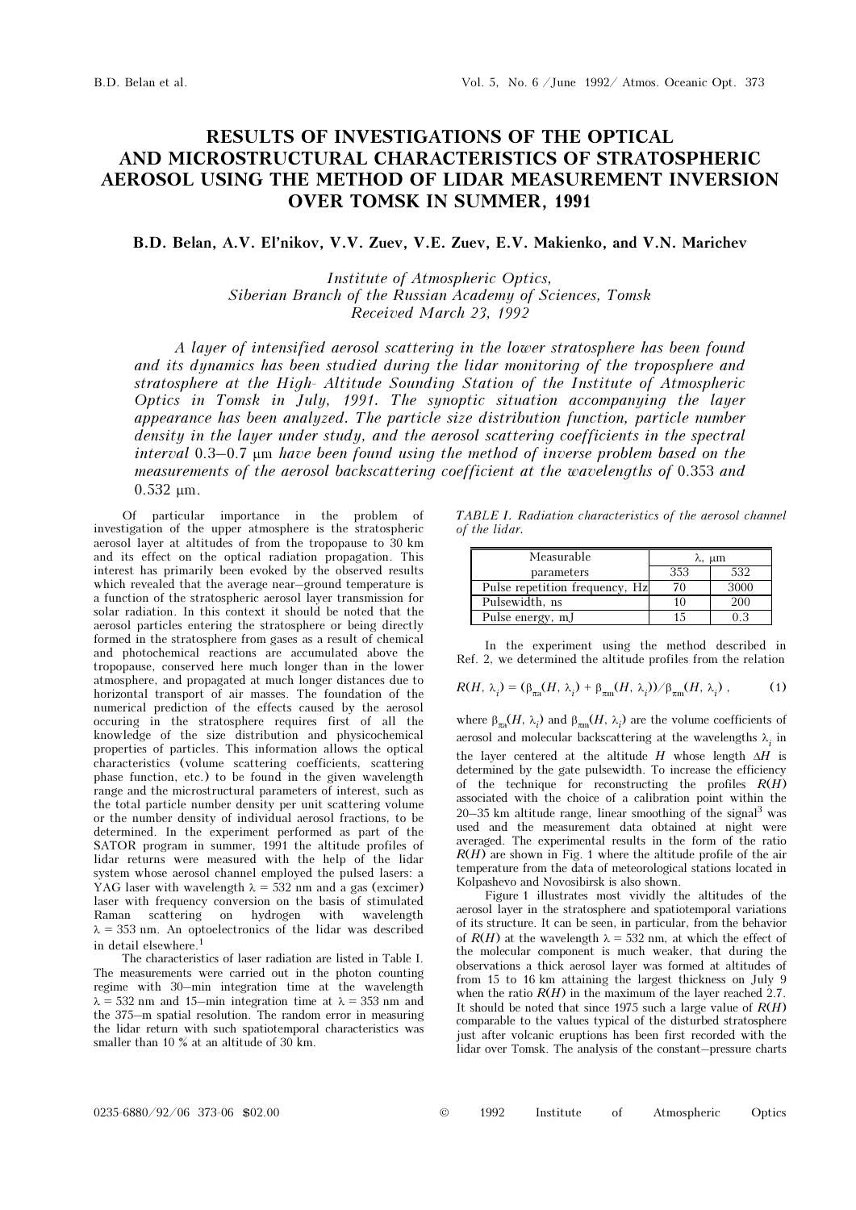# RESULTS OF INVESTIGATIONS OF THE OPTICAL AND MICROSTRUCTURAL CHARACTERISTICS OF STRATOSPHERIC AEROSOL USING THE METHOD OF LIDAR MEASUREMENT INVERSION OVER TOMSK IN SUMMER, 1991

**B.D. Belan, A.V. El'nikov, V.V. Zuev, V.E. Zuev, E.V. Makienko, and V.N. Marichev**

*Institute of Atmospheric Optics,*
*Siberian Branch of the Russian Academy of Sciences, Tomsk*
*Received March 23, 1992*

*A layer of intensified aerosol scattering in the lower stratosphere has been found and its dynamics has been studied during the lidar monitoring of the troposphere and stratosphere at the High- Altitude Sounding Station of the Institute of Atmospheric Optics in Tomsk in July, 1991. The synoptic situation accompanying the layer appearance has been analyzed. The particle size distribution function, particle number density in the layer under study, and the aerosol scattering coefficients in the spectral interval 0.3–0.7 μm have been found using the method of inverse problem based on the measurements of the aerosol backscattering coefficient at the wavelengths of 0.353 and 0.532 μm.*

Of particular importance in the problem of investigation of the upper atmosphere is the stratospheric aerosol layer at altitudes of from the tropopause to 30 km and its effect on the optical radiation propagation. This interest has primarily been evoked by the observed results which revealed that the average near–ground temperature is a function of the stratospheric aerosol layer transmission for solar radiation. In this context it should be noted that the aerosol particles entering the stratosphere or being directly formed in the stratosphere from gases as a result of chemical and photochemical reactions are accumulated above the tropopause, conserved here much longer than in the lower atmosphere, and propagated at much longer distances due to horizontal transport of air masses. The foundation of the numerical prediction of the effects caused by the aerosol occuring in the stratosphere requires first of all the knowledge of the size distribution and physicochemical properties of particles. This information allows the optical characteristics (volume scattering coefficients, scattering phase function, etc.) to be found in the given wavelength range and the microstructural parameters of interest, such as the total particle number density per unit scattering volume or the number density of individual aerosol fractions, to be determined. In the experiment performed as part of the SATOR program in summer, 1991 the altitude profiles of lidar returns were measured with the help of the lidar system whose aerosol channel employed the pulsed lasers: a YAG laser with wavelength λ = 532 nm and a gas (excimer) laser with frequency conversion on the basis of stimulated Raman scattering on hydrogen with wavelength λ = 353 nm. An optoelectronics of the lidar was described in detail elsewhere.[1]

The characteristics of laser radiation are listed in Table I. The measurements were carried out in the photon counting regime with 30–min integration time at the wavelength λ = 532 nm and 15–min integration time at λ = 353 nm and the 375–m spatial resolution. The random error in measuring the lidar return with such spatiotemporal characteristics was smaller than 10 % at an altitude of 30 km.

*TABLE I. Radiation characteristics of the aerosol channel of the lidar.*

| Measurable parameters | λ, μm | |
|---|---|---|
| | 353 | 532 |
| Pulse repetition frequency, Hz | 70 | 3000 |
| Pulsewidth, ns | 10 | 200 |
| Pulse energy, mJ | 15 | 0.3 |

In the experiment using the method described in Ref. 2, we determined the altitude profiles from the relation

$$R(H, \lambda_i) = (\beta_{\pi a}(H, \lambda_i) + \beta_{\pi m}(H, \lambda_i))/\beta_{\pi m}(H, \lambda_i) , \tag{1}$$

where $\beta_{\pi a}(H, \lambda_i)$ and $\beta_{\pi m}(H, \lambda_i)$ are the volume coefficients of aerosol and molecular backscattering at the wavelengths $\lambda_i$ in the layer centered at the altitude $H$ whose length $\Delta H$ is determined by the gate pulsewidth. To increase the efficiency of the technique for reconstructing the profiles $R(H)$ associated with the choice of a calibration point within the 20–35 km altitude range, linear smoothing of the signal[3] was used and the measurement data obtained at night were averaged. The experimental results in the form of the ratio $R(H)$ are shown in Fig. 1 where the altitude profile of the air temperature from the data of meteorological stations located in Kolpashevo and Novosibirsk is also shown.

Figure 1 illustrates most vividly the altitudes of the aerosol layer in the stratosphere and spatiotemporal variations of its structure. It can be seen, in particular, from the behavior of $R(H)$ at the wavelength λ = 532 nm, at which the effect of the molecular component is much weaker, that during the observations a thick aerosol layer was formed at altitudes of from 15 to 16 km attaining the largest thickness on July 9 when the ratio $R(H)$ in the maximum of the layer reached 2.7. It should be noted that since 1975 such a large value of $R(H)$ comparable to the values typical of the disturbed stratosphere just after volcanic eruptions has been first recorded with the lidar over Tomsk. The analysis of the constant–pressure charts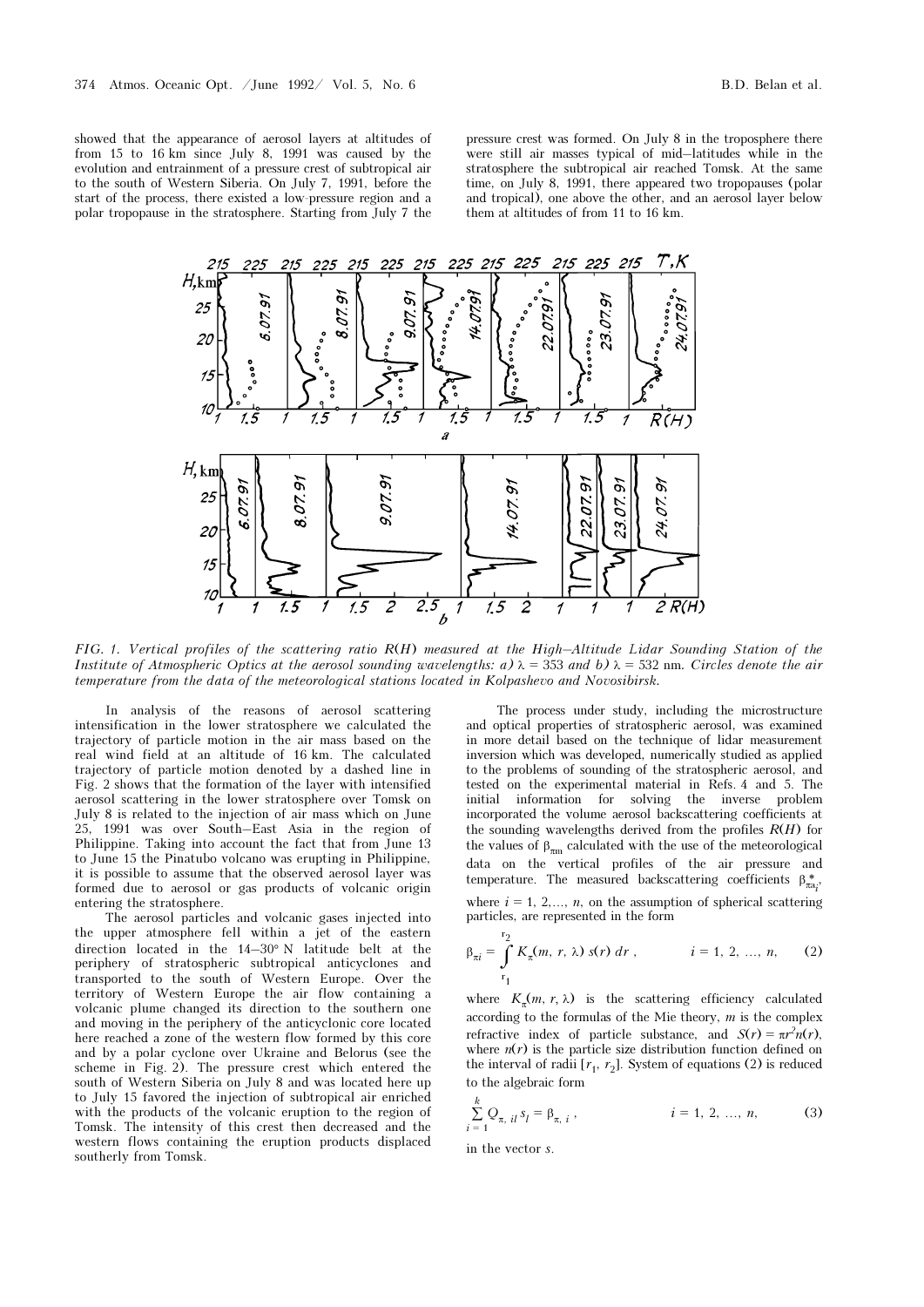showed that the appearance of aerosol layers at altitudes of from 15 to 16 km since July 8, 1991 was caused by the evolution and entrainment of a pressure crest of subtropical air to the south of Western Siberia. On July 7, 1991, before the start of the process, there existed a low-pressure region and a polar tropopause in the stratosphere. Starting from July 7 the pressure crest was formed. On July 8 in the troposphere there were still air masses typical of mid–latitudes while in the stratosphere the subtropical air reached Tomsk. At the same time, on July 8, 1991, there appeared two tropopauses (polar and tropical), one above the other, and an aerosol layer below them at altitudes of from 11 to 16 km.

*FIG. 1. Vertical profiles of the scattering ratio R(H) measured at the High–Altitude Lidar Sounding Station of the Institute of Atmospheric Optics at the aerosol sounding wavelengths: a) λ = 353 and b) λ = 532 nm. Circles denote the air temperature from the data of the meteorological stations located in Kolpashevo and Novosibirsk.*

In analysis of the reasons of aerosol scattering intensification in the lower stratosphere we calculated the trajectory of particle motion in the air mass based on the real wind field at an altitude of 16 km. The calculated trajectory of particle motion denoted by a dashed line in Fig. 2 shows that the formation of the layer with intensified aerosol scattering in the lower stratosphere over Tomsk on July 8 is related to the injection of air mass which on June 25, 1991 was over South–East Asia in the region of Philippine. Taking into account the fact that from June 13 to June 15 the Pinatubo volcano was erupting in Philippine, it is possible to assume that the observed aerosol layer was formed due to aerosol or gas products of volcanic origin entering the stratosphere.

The aerosol particles and volcanic gases injected into the upper atmosphere fell within a jet of the eastern direction located in the 14–30° N latitude belt at the periphery of stratospheric subtropical anticyclones and transported to the south of Western Europe. Over the territory of Western Europe the air flow containing a volcanic plume changed its direction to the southern one and moving in the periphery of the anticyclonic core located here reached a zone of the western flow formed by this core and by a polar cyclone over Ukraine and Belorus (see the scheme in Fig. 2). The pressure crest which entered the south of Western Siberia on July 8 and was located here up to July 15 favored the injection of subtropical air enriched with the products of the volcanic eruption to the region of Tomsk. The intensity of this crest then decreased and the western flows containing the eruption products displaced southerly from Tomsk.

The process under study, including the microstructure and optical properties of stratospheric aerosol, was examined in more detail based on the technique of lidar measurement inversion which was developed, numerically studied as applied to the problems of sounding of the stratospheric aerosol, and tested on the experimental material in Refs. 4 and 5. The initial information for solving the inverse problem incorporated the volume aerosol backscattering coefficients at the sounding wavelengths derived from the profiles $R(H)$ for the values of $\beta_{\pi m}$ calculated with the use of the meteorological data on the vertical profiles of the air pressure and temperature. The measured backscattering coefficients $\beta^*_{\pi a_i}$, where $i = 1, 2,..., n$, on the assumption of spherical scattering particles, are represented in the form

$$\beta_{\pi i} = \int_{r_1}^{r_2} K_\pi(m, r, \lambda)\, s(r)\, dr\,, \qquad i = 1, 2, ..., n, \qquad (2)$$

where $K_\pi(m, r, \lambda)$ is the scattering efficiency calculated according to the formulas of the Mie theory, $m$ is the complex refractive index of particle substance, and $S(r) = \pi r^2 n(r)$, where $n(r)$ is the particle size distribution function defined on the interval of radii $[r_1, r_2]$. System of equations (2) is reduced to the algebraic form

$$\sum_{i=1}^{k} Q_{\pi,\, il}\, s_l = \beta_{\pi,\, i}\,, \qquad i = 1, 2, ..., n, \qquad (3)$$

in the vector $s$.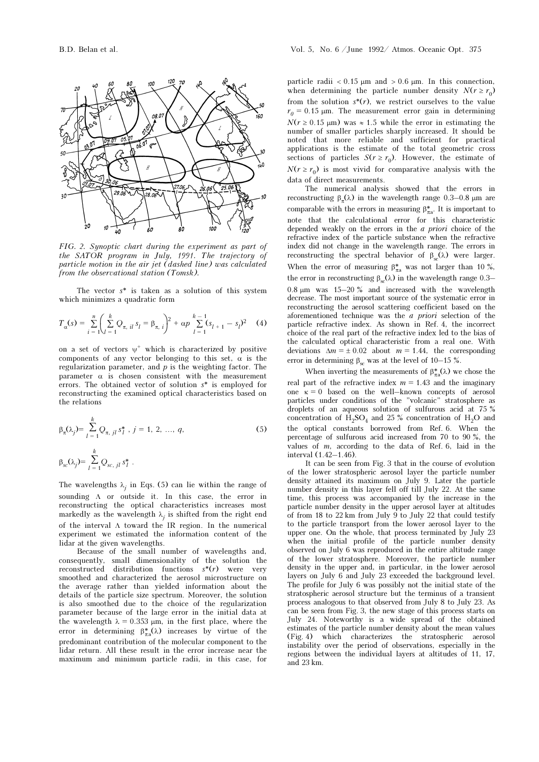FIG. 2. *Synoptic chart during the experiment as part of the SATOR program in July, 1991. The trajectory of particle motion in the air jet (dashed line) was calculated from the observational station (Tomsk).*

The vector $s^*$ is taken as a solution of this system which minimizes a quadratic form

$$T_\alpha(s) = \sum_{i=1}^{n} \left( \sum_{l=1}^{k} Q_{\pi,\, il}\, s_l = \beta_{\pi,\, i} \right)^2 + \alpha p \sum_{l=1}^{k-1} (s_{l+1} - s_l)^2 \quad (4)$$

on a set of vectors $\psi^+$ which is characterized by positive components of any vector belonging to this set, $\alpha$ is the regularization parameter, and $p$ is the weighting factor. The parameter $\alpha$ is chosen consistent with the measurement errors. The obtained vector of solution $s^*$ is employed for reconstructing the examined optical characteristics based on the relations

$$\beta_\pi(\lambda_j) = \sum_{l=1}^{k} Q_{\pi,\, jl}\, s_l^* \;,\; j = 1, 2, \ldots, q, \quad (5)$$

$$\beta_{sc}(\lambda_j) = \sum_{l=1}^{k} Q_{sc,\, jl}\, s_l^* \;.$$

The wavelengths $\lambda_j$ in Eqs. (5) can lie within the range of sounding $\Lambda$ or outside it. In this case, the error in reconstructing the optical characteristics increases most markedly as the wavelength $\lambda_j$ is shifted from the right end of the interval $\Lambda$ toward the IR region. In the numerical experiment we estimated the information content of the lidar at the given wavelengths.

Because of the small number of wavelengths and, consequently, small dimensionality of the solution the reconstructed distribution functions $s^*(r)$ were very smoothed and characterized the aerosol microstructure on the average rather than yielded information about the details of the particle size spectrum. Moreover, the solution is also smoothed due to the choice of the regularization parameter because of the large error in the initial data at the wavelength $\lambda = 0.353$ μm, in the first place, where the error in determining $\beta^*_{\pi a}(\lambda)$ increases by virtue of the predominant contribution of the molecular component to the lidar return. All these result in the error increase near the maximum and minimum particle radii, in this case, for particle radii $< 0.15$ μm and $> 0.6$ μm. In this connection, when determining the particle number density $N(r \geq r_0)$ from the solution $s^*(r)$, we restrict ourselves to the value $r_0 = 0.15$ μm. The measurement error gain in determining $N(r \geq 0.15$ μm) was $\approx 1.5$ while the error in estimating the number of smaller particles sharply increased. It should be noted that more reliable and sufficient for practical applications is the estimate of the total geometric cross sections of particles $S(r \geq r_0)$. However, the estimate of $N(r \geq r_0)$ is most vivid for comparative analysis with the data of direct measurements.

The numerical analysis showed that the errors in reconstructing $\beta_\pi(\lambda)$ in the wavelength range 0.3–0.8 μm are comparable with the errors in measuring $\beta^*_{\pi a}$. It is important to note that the calculational error for this characteristic depended weakly on the errors in the *a priori* choice of the refractive index of the particle substance when the refractive index did not change in the wavelength range. The errors in reconstructing the spectral behavior of $\beta_{sc}(\lambda)$ were larger. When the error of measuring $\beta^*_{\pi a}$ was not larger than 10 %, the error in reconstructing $\beta_{sc}(\lambda)$ in the wavelength range 0.3–0.8 μm was 15–20 % and increased with the wavelength decrease. The most important source of the systematic error in reconstructing the aerosol scattering coefficient based on the aforementioned technique was the *a priori* selection of the particle refractive index. As shown in Ref. 4, the incorrect choice of the real part of the refractive index led to the bias of the calculated optical characteristic from a real one. With deviations $\Delta m = \pm 0.02$ about $m = 1.44$, the corresponding error in determining $\beta_{sc}$ was at the level of 10–15 %.

When inverting the measurements of $\beta^*_{\pi a}(\lambda)$ we chose the real part of the refractive index $m = 1.43$ and the imaginary one $\kappa = 0$ based on the well–known concepts of aerosol particles under conditions of the "volcanic" stratosphere as droplets of an aqueous solution of sulfurous acid at 75 % concentration of $H_2SO_4$ and 25 % concentration of $H_2O$ and the optical constants borrowed from Ref. 6. When the percentage of sulfurous acid increased from 70 to 90 %, the values of $m$, according to the data of Ref. 6, laid in the interval (1.42–1.46).

It can be seen from Fig. 3 that in the course of evolution of the lower stratospheric aerosol layer the particle number density attained its maximum on July 9. Later the particle number density in this layer fell off till July 22. At the same time, this process was accompanied by the increase in the particle number density in the upper aerosol layer at altitudes of from 18 to 22 km from July 9 to July 22 that could testify to the particle transport from the lower aerosol layer to the upper one. On the whole, that process terminated by July 23 when the initial profile of the particle number density observed on July 6 was reproduced in the entire altitude range of the lower stratosphere. Moreover, the particle number density in the upper and, in particular, in the lower aerosol layers on July 6 and July 23 exceeded the background level. The profile for July 6 was possibly not the initial state of the stratospheric aerosol structure but the terminus of a transient process analogous to that observed from July 8 to July 23. As can be seen from Fig. 3, the new stage of this process starts on July 24. Noteworthy is a wide spread of the obtained estimates of the particle number density about the mean values (Fig. 4) which characterizes the stratospheric aerosol instability over the period of observations, especially in the regions between the individual layers at altitudes of 11, 17, and 23 km.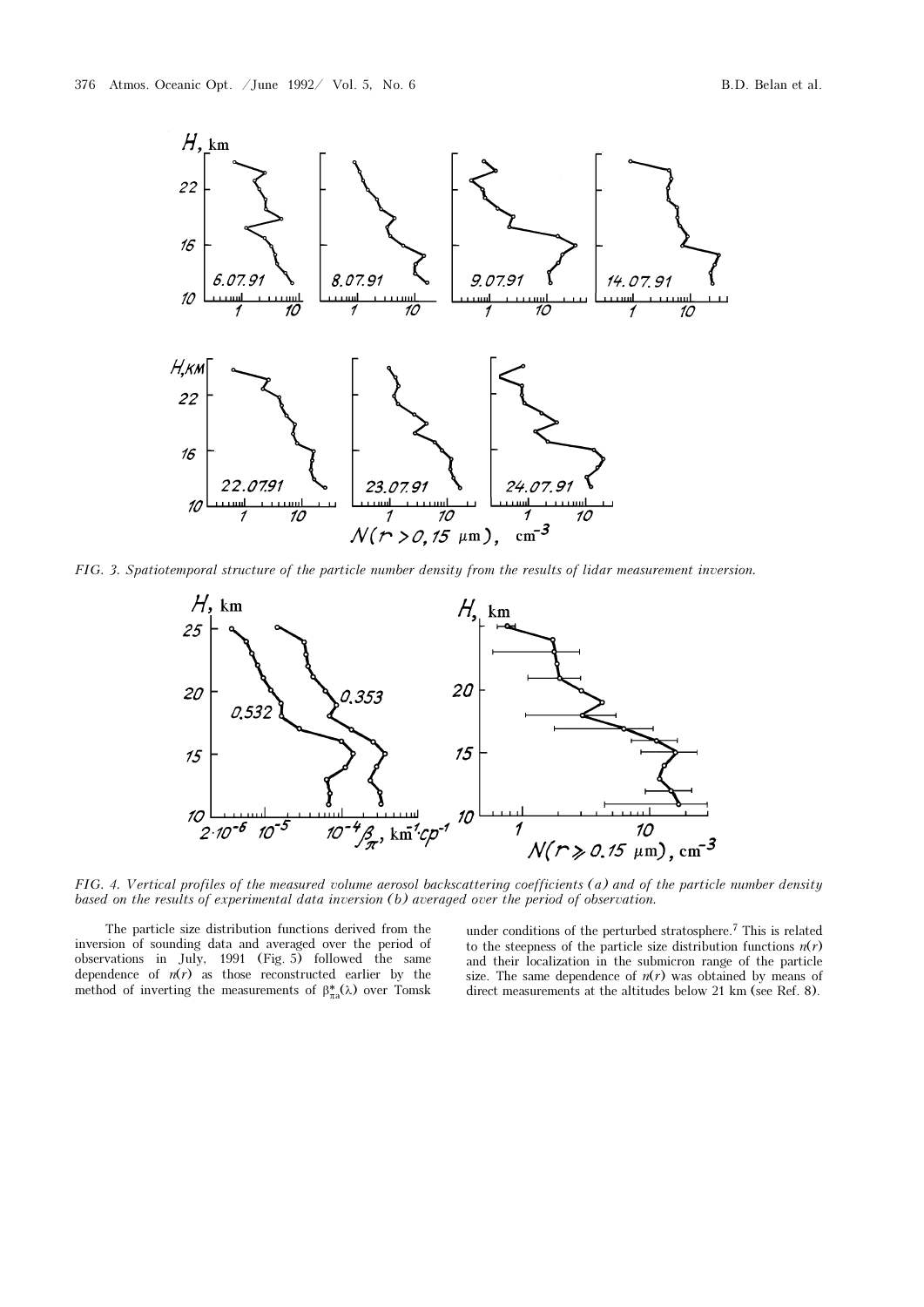FIG. 3. Spatiotemporal structure of the particle number density from the results of lidar measurement inversion.

FIG. 4. Vertical profiles of the measured volume aerosol backscattering coefficients (a) and of the particle number density based on the results of experimental data inversion (b) averaged over the period of observation.

The particle size distribution functions derived from the inversion of sounding data and averaged over the period of observations in July, 1991 (Fig. 5) followed the same dependence of $n(r)$ as those reconstructed earlier by the method of inverting the measurements of $\beta^{*}_{\pi a}(\lambda)$ over Tomsk under conditions of the perturbed stratosphere.[7] This is related to the steepness of the particle size distribution functions $n(r)$ and their localization in the submicron range of the particle size. The same dependence of $n(r)$ was obtained by means of direct measurements at the altitudes below 21 km (see Ref. 8).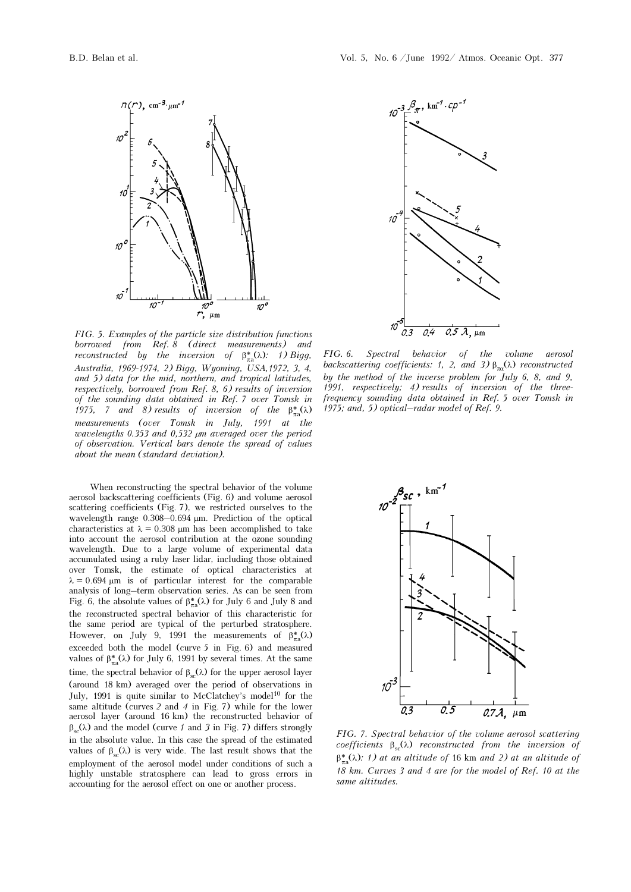FIG. 5. *Examples of the particle size distribution functions borrowed from Ref. 8 (direct measurements) and reconstructed by the inversion of $\beta^*_{\pi a}(\lambda)$: 1) Bigg, Australia, 1969-1974, 2) Bigg, Wyoming, USA,1972, 3, 4, and 5) data for the mid, northern, and tropical latitudes, respectively, borrowed from Ref. 8, 6) results of inversion of the sounding data obtained in Ref. 7 over Tomsk in 1975, 7 and 8) results of inversion of the $\beta^*_{\pi a}(\lambda)$ measurements (over Tomsk in July, 1991 at the wavelengths 0.353 and 0,532 μm averaged over the period of observation. Vertical bars denote the spread of values about the mean (standard deviation).*

FIG. 6. *Spectral behavior of the volume aerosol backscattering coefficients: 1, 2, and 3) $\beta_{\pi\alpha}(\lambda)$ reconstructed by the method of the inverse problem for July 6, 8, and 9, 1991, respectively; 4) results of inversion of the three-frequency sounding data obtained in Ref. 5 over Tomsk in 1975; and, 5) optical–radar model of Ref. 9.*

When reconstructing the spectral behavior of the volume aerosol backscattering coefficients (Fig. 6) and volume aerosol scattering coefficients (Fig. 7), we restricted ourselves to the wavelength range 0.308–0.694 μm. Prediction of the optical characteristics at λ = 0.308 μm has been accomplished to take into account the aerosol contribution at the ozone sounding wavelength. Due to a large volume of experimental data accumulated using a ruby laser lidar, including those obtained over Tomsk, the estimate of optical characteristics at λ = 0.694 μm is of particular interest for the comparable analysis of long–term observation series. As can be seen from Fig. 6, the absolute values of $\beta^*_{\pi a}(\lambda)$ for July 6 and July 8 and the reconstructed spectral behavior of this characteristic for the same period are typical of the perturbed stratosphere. However, on July 9, 1991 the measurements of $\beta^*_{\pi a}(\lambda)$ exceeded both the model (curve *5* in Fig. 6) and measured values of $\beta^*_{\pi a}(\lambda)$ for July 6, 1991 by several times. At the same time, the spectral behavior of $\beta_{sc}(\lambda)$ for the upper aerosol layer (around 18 km) averaged over the period of observations in July, 1991 is quite similar to McClatchey's model[10] for the same altitude (curves *2* and *4* in Fig. 7) while for the lower aerosol layer (around 16 km) the reconstructed behavior of $\beta_{sc}(\lambda)$ and the model (curve *1* and *3* in Fig. 7) differs strongly in the absolute value. In this case the spread of the estimated values of $\beta_{sc}(\lambda)$ is very wide. The last result shows that the employment of the aerosol model under conditions of such a highly unstable stratosphere can lead to gross errors in accounting for the aerosol effect on one or another process.

FIG. 7. *Spectral behavior of the volume aerosol scattering coefficients $\beta_{sc}(\lambda)$ reconstructed from the inversion of $\beta^*_{\pi a}(\lambda)$: 1) at an altitude of* 16 km *and 2) at an altitude of 18 km. Curves 3 and 4 are for the model of Ref. 10 at the same altitudes.*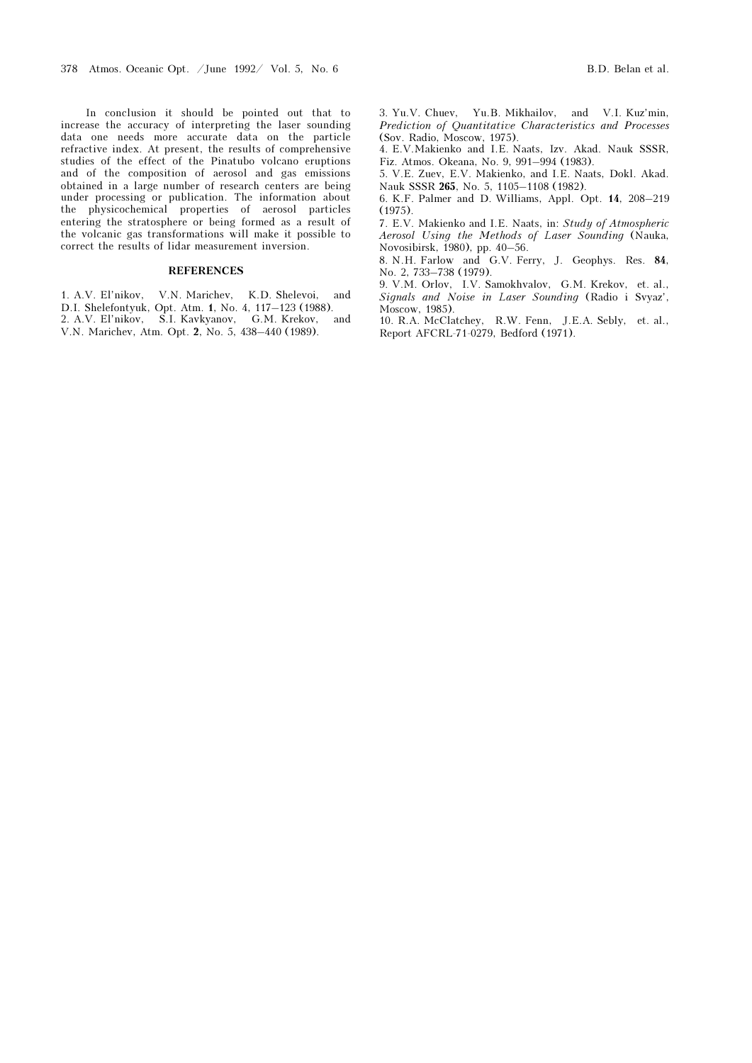In conclusion it should be pointed out that to increase the accuracy of interpreting the laser sounding data one needs more accurate data on the particle refractive index. At present, the results of comprehensive studies of the effect of the Pinatubo volcano eruptions and of the composition of aerosol and gas emissions obtained in a large number of research centers are being under processing or publication. The information about the physicochemical properties of aerosol particles entering the stratosphere or being formed as a result of the volcanic gas transformations will make it possible to correct the results of lidar measurement inversion.

## REFERENCES

1. A.V. El'nikov, V.N. Marichev, K.D. Shelevoi, and D.I. Shelefontyuk, Opt. Atm. **1**, No. 4, 117–123 (1988).
2. A.V. El'nikov, S.I. Kavkyanov, G.M. Krekov, and V.N. Marichev, Atm. Opt. **2**, No. 5, 438–440 (1989).
3. Yu.V. Chuev, Yu.B. Mikhailov, and V.I. Kuz'min, *Prediction of Quantitative Characteristics and Processes* (Sov. Radio, Moscow, 1975).
4. E.V.Makienko and I.E. Naats, Izv. Akad. Nauk SSSR, Fiz. Atmos. Okeana, No. 9, 991–994 (1983).
5. V.E. Zuev, E.V. Makienko, and I.E. Naats, Dokl. Akad. Nauk SSSR **265**, No. 5, 1105–1108 (1982).
6. K.F. Palmer and D. Williams, Appl. Opt. **14**, 208–219 (1975).
7. E.V. Makienko and I.E. Naats, in: *Study of Atmospheric Aerosol Using the Methods of Laser Sounding* (Nauka, Novosibirsk, 1980), pp. 40–56.
8. N.H. Farlow and G.V. Ferry, J. Geophys. Res. **84**, No. 2, 733–738 (1979).
9. V.M. Orlov, I.V. Samokhvalov, G.M. Krekov, et. al., *Signals and Noise in Laser Sounding* (Radio i Svyaz', Moscow, 1985).
10. R.A. McClatchey, R.W. Fenn, J.E.A. Sebly, et. al., Report AFCRL-71-0279, Bedford (1971).